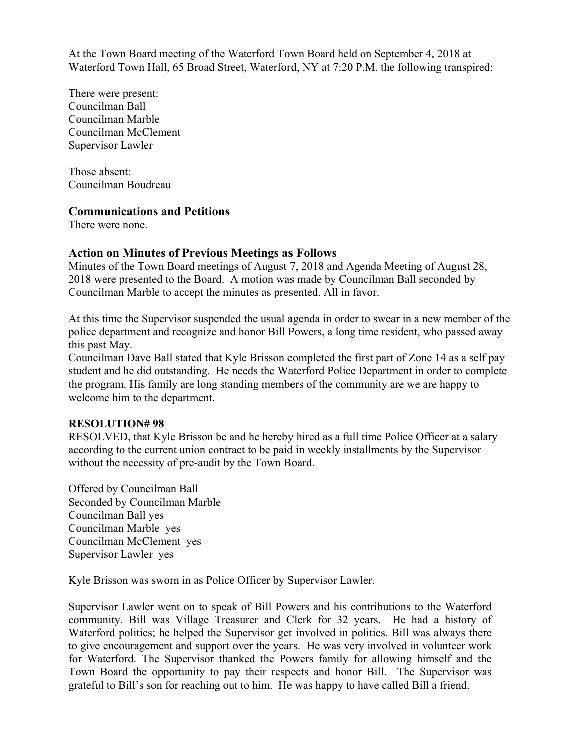At the Town Board meeting of the Waterford Town Board held on September 4, 2018 at Waterford Town Hall, 65 Broad Street, Waterford, NY at 7:20 P.M. the following transpired:

There were present:
Councilman Ball
Councilman Marble
Councilman McClement
Supervisor Lawler

Those absent:
Councilman Boudreau

## Communications and Petitions

There were none.

## Action on Minutes of Previous Meetings as Follows

Minutes of the Town Board meetings of August 7, 2018 and Agenda Meeting of August 28, 2018 were presented to the Board. A motion was made by Councilman Ball seconded by Councilman Marble to accept the minutes as presented. All in favor.

At this time the Supervisor suspended the usual agenda in order to swear in a new member of the police department and recognize and honor Bill Powers, a long time resident, who passed away this past May.
Councilman Dave Ball stated that Kyle Brisson completed the first part of Zone 14 as a self pay student and he did outstanding. He needs the Waterford Police Department in order to complete the program. His family are long standing members of the community are we are happy to welcome him to the department.

**RESOLUTION# 98**
RESOLVED, that Kyle Brisson be and he hereby hired as a full time Police Officer at a salary according to the current union contract to be paid in weekly installments by the Supervisor without the necessity of pre-audit by the Town Board.

Offered by Councilman Ball
Seconded by Councilman Marble
Councilman Ball yes
Councilman Marble yes
Councilman McClement yes
Supervisor Lawler yes

Kyle Brisson was sworn in as Police Officer by Supervisor Lawler.

Supervisor Lawler went on to speak of Bill Powers and his contributions to the Waterford community. Bill was Village Treasurer and Clerk for 32 years. He had a history of Waterford politics; he helped the Supervisor get involved in politics. Bill was always there to give encouragement and support over the years. He was very involved in volunteer work for Waterford. The Supervisor thanked the Powers family for allowing himself and the Town Board the opportunity to pay their respects and honor Bill. The Supervisor was grateful to Bill's son for reaching out to him. He was happy to have called Bill a friend.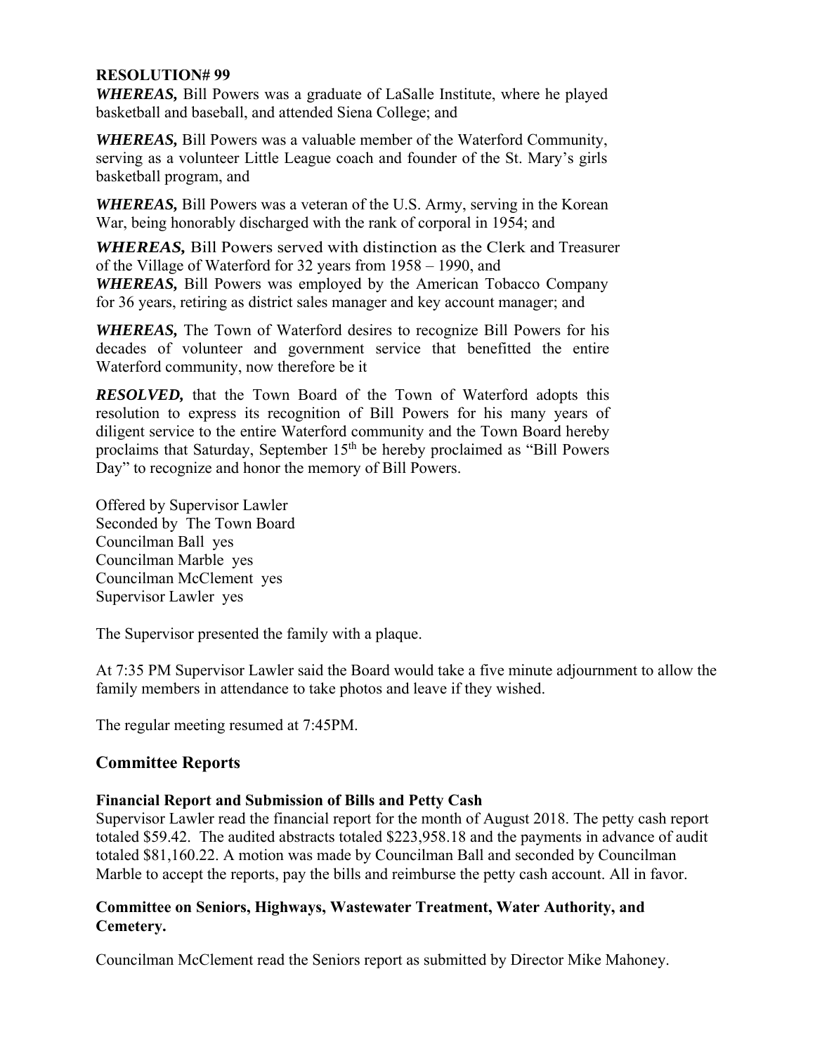**RESOLUTION# 99**

***WHEREAS,*** Bill Powers was a graduate of LaSalle Institute, where he played basketball and baseball, and attended Siena College; and

***WHEREAS,*** Bill Powers was a valuable member of the Waterford Community, serving as a volunteer Little League coach and founder of the St. Mary's girls basketball program, and

***WHEREAS,*** Bill Powers was a veteran of the U.S. Army, serving in the Korean War, being honorably discharged with the rank of corporal in 1954; and

***WHEREAS,*** Bill Powers served with distinction as the Clerk and Treasurer of the Village of Waterford for 32 years from 1958 – 1990, and

***WHEREAS,*** Bill Powers was employed by the American Tobacco Company for 36 years, retiring as district sales manager and key account manager; and

***WHEREAS,*** The Town of Waterford desires to recognize Bill Powers for his decades of volunteer and government service that benefitted the entire Waterford community, now therefore be it

***RESOLVED,*** that the Town Board of the Town of Waterford adopts this resolution to express its recognition of Bill Powers for his many years of diligent service to the entire Waterford community and the Town Board hereby proclaims that Saturday, September 15th be hereby proclaimed as "Bill Powers Day" to recognize and honor the memory of Bill Powers.

Offered by Supervisor Lawler
Seconded by The Town Board
Councilman Ball yes
Councilman Marble yes
Councilman McClement yes
Supervisor Lawler yes

The Supervisor presented the family with a plaque.

At 7:35 PM Supervisor Lawler said the Board would take a five minute adjournment to allow the family members in attendance to take photos and leave if they wished.

The regular meeting resumed at 7:45PM.

## Committee Reports

**Financial Report and Submission of Bills and Petty Cash**

Supervisor Lawler read the financial report for the month of August 2018. The petty cash report totaled $59.42. The audited abstracts totaled $223,958.18 and the payments in advance of audit totaled $81,160.22. A motion was made by Councilman Ball and seconded by Councilman Marble to accept the reports, pay the bills and reimburse the petty cash account. All in favor.

**Committee on Seniors, Highways, Wastewater Treatment, Water Authority, and Cemetery.**

Councilman McClement read the Seniors report as submitted by Director Mike Mahoney.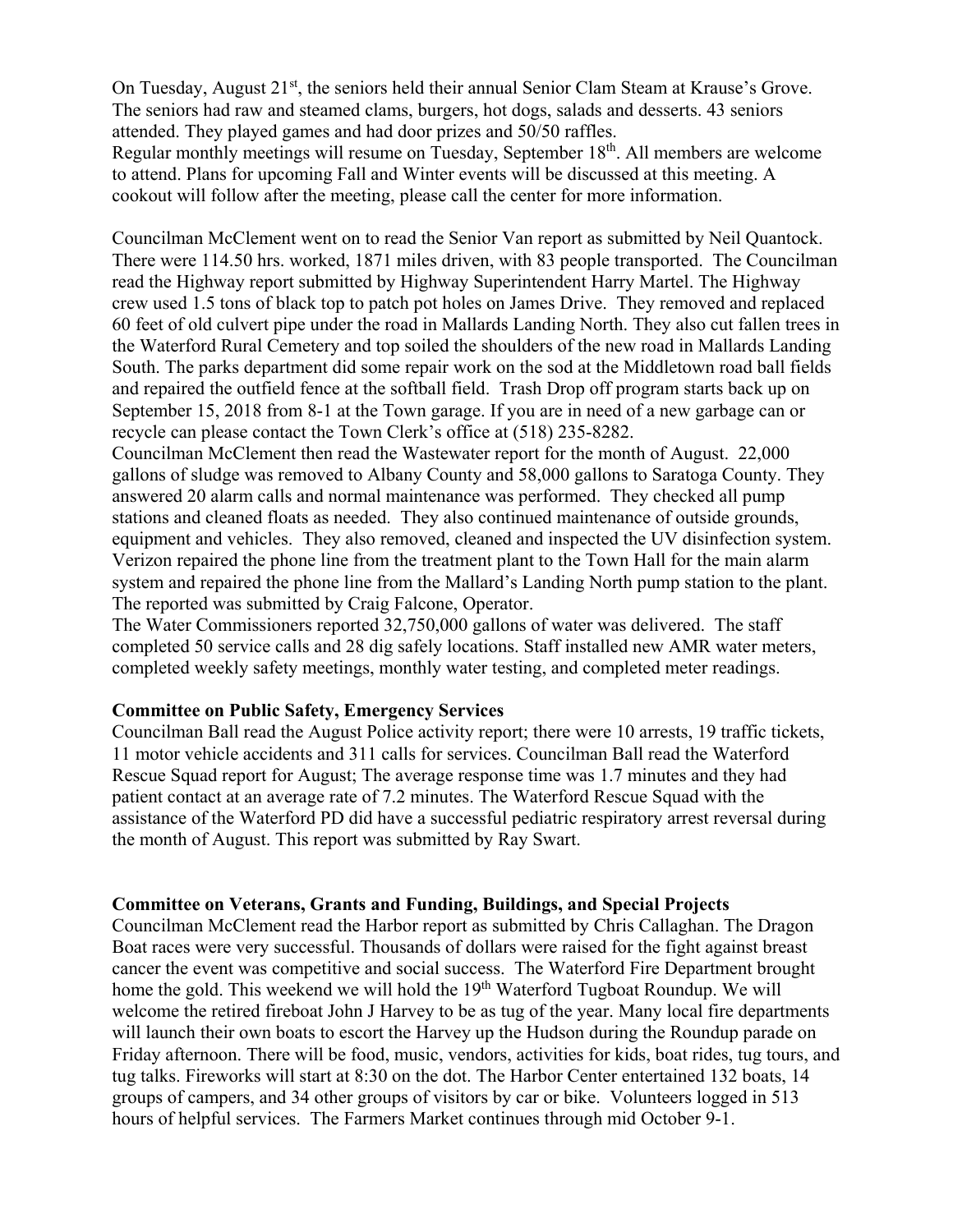On Tuesday, August 21st, the seniors held their annual Senior Clam Steam at Krause's Grove. The seniors had raw and steamed clams, burgers, hot dogs, salads and desserts. 43 seniors attended. They played games and had door prizes and 50/50 raffles.
Regular monthly meetings will resume on Tuesday, September 18th. All members are welcome to attend. Plans for upcoming Fall and Winter events will be discussed at this meeting. A cookout will follow after the meeting, please call the center for more information.

Councilman McClement went on to read the Senior Van report as submitted by Neil Quantock. There were 114.50 hrs. worked, 1871 miles driven, with 83 people transported. The Councilman read the Highway report submitted by Highway Superintendent Harry Martel. The Highway crew used 1.5 tons of black top to patch pot holes on James Drive. They removed and replaced 60 feet of old culvert pipe under the road in Mallards Landing North. They also cut fallen trees in the Waterford Rural Cemetery and top soiled the shoulders of the new road in Mallards Landing South. The parks department did some repair work on the sod at the Middletown road ball fields and repaired the outfield fence at the softball field. Trash Drop off program starts back up on September 15, 2018 from 8-1 at the Town garage. If you are in need of a new garbage can or recycle can please contact the Town Clerk's office at (518) 235-8282.
Councilman McClement then read the Wastewater report for the month of August. 22,000 gallons of sludge was removed to Albany County and 58,000 gallons to Saratoga County. They answered 20 alarm calls and normal maintenance was performed. They checked all pump stations and cleaned floats as needed. They also continued maintenance of outside grounds, equipment and vehicles. They also removed, cleaned and inspected the UV disinfection system. Verizon repaired the phone line from the treatment plant to the Town Hall for the main alarm system and repaired the phone line from the Mallard's Landing North pump station to the plant. The reported was submitted by Craig Falcone, Operator.
The Water Commissioners reported 32,750,000 gallons of water was delivered. The staff completed 50 service calls and 28 dig safely locations. Staff installed new AMR water meters, completed weekly safety meetings, monthly water testing, and completed meter readings.

**Committee on Public Safety, Emergency Services**
Councilman Ball read the August Police activity report; there were 10 arrests, 19 traffic tickets, 11 motor vehicle accidents and 311 calls for services. Councilman Ball read the Waterford Rescue Squad report for August; The average response time was 1.7 minutes and they had patient contact at an average rate of 7.2 minutes. The Waterford Rescue Squad with the assistance of the Waterford PD did have a successful pediatric respiratory arrest reversal during the month of August. This report was submitted by Ray Swart.

**Committee on Veterans, Grants and Funding, Buildings, and Special Projects**
Councilman McClement read the Harbor report as submitted by Chris Callaghan. The Dragon Boat races were very successful. Thousands of dollars were raised for the fight against breast cancer the event was competitive and social success. The Waterford Fire Department brought home the gold. This weekend we will hold the 19th Waterford Tugboat Roundup. We will welcome the retired fireboat John J Harvey to be as tug of the year. Many local fire departments will launch their own boats to escort the Harvey up the Hudson during the Roundup parade on Friday afternoon. There will be food, music, vendors, activities for kids, boat rides, tug tours, and tug talks. Fireworks will start at 8:30 on the dot. The Harbor Center entertained 132 boats, 14 groups of campers, and 34 other groups of visitors by car or bike. Volunteers logged in 513 hours of helpful services. The Farmers Market continues through mid October 9-1.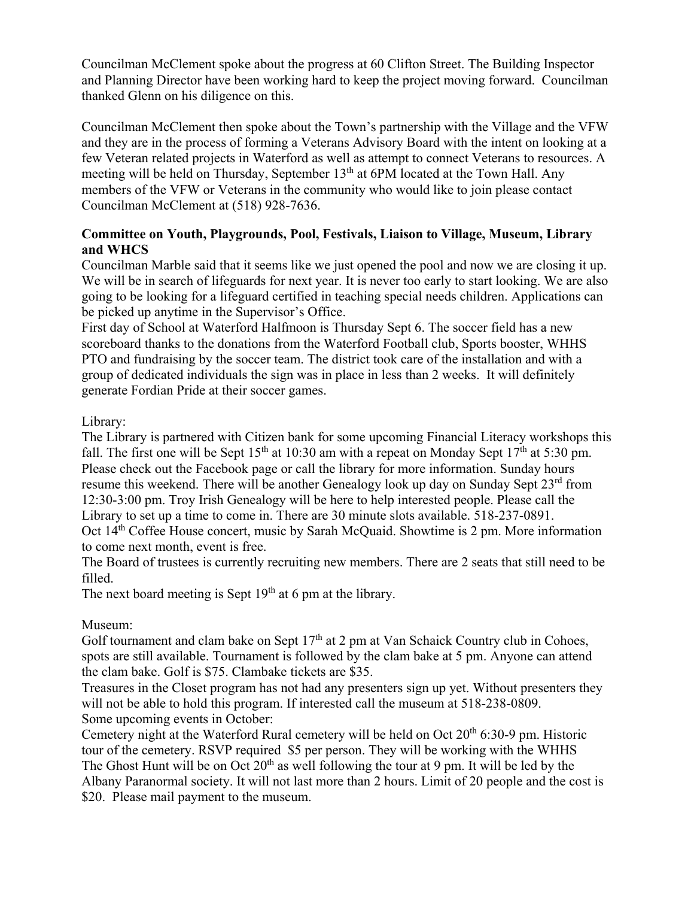Councilman McClement spoke about the progress at 60 Clifton Street. The Building Inspector and Planning Director have been working hard to keep the project moving forward. Councilman thanked Glenn on his diligence on this.

Councilman McClement then spoke about the Town's partnership with the Village and the VFW and they are in the process of forming a Veterans Advisory Board with the intent on looking at a few Veteran related projects in Waterford as well as attempt to connect Veterans to resources. A meeting will be held on Thursday, September 13th at 6PM located at the Town Hall. Any members of the VFW or Veterans in the community who would like to join please contact Councilman McClement at (518) 928-7636.

**Committee on Youth, Playgrounds, Pool, Festivals, Liaison to Village, Museum, Library and WHCS**

Councilman Marble said that it seems like we just opened the pool and now we are closing it up. We will be in search of lifeguards for next year. It is never too early to start looking. We are also going to be looking for a lifeguard certified in teaching special needs children. Applications can be picked up anytime in the Supervisor's Office.

First day of School at Waterford Halfmoon is Thursday Sept 6. The soccer field has a new scoreboard thanks to the donations from the Waterford Football club, Sports booster, WHHS PTO and fundraising by the soccer team. The district took care of the installation and with a group of dedicated individuals the sign was in place in less than 2 weeks. It will definitely generate Fordian Pride at their soccer games.

Library:

The Library is partnered with Citizen bank for some upcoming Financial Literacy workshops this fall. The first one will be Sept 15th at 10:30 am with a repeat on Monday Sept 17th at 5:30 pm. Please check out the Facebook page or call the library for more information. Sunday hours resume this weekend. There will be another Genealogy look up day on Sunday Sept 23rd from 12:30-3:00 pm. Troy Irish Genealogy will be here to help interested people. Please call the Library to set up a time to come in. There are 30 minute slots available. 518-237-0891.

Oct 14th Coffee House concert, music by Sarah McQuaid. Showtime is 2 pm. More information to come next month, event is free.

The Board of trustees is currently recruiting new members. There are 2 seats that still need to be filled.

The next board meeting is Sept 19th at 6 pm at the library.

Museum:

Golf tournament and clam bake on Sept 17th at 2 pm at Van Schaick Country club in Cohoes, spots are still available. Tournament is followed by the clam bake at 5 pm. Anyone can attend the clam bake. Golf is $75. Clambake tickets are $35.

Treasures in the Closet program has not had any presenters sign up yet. Without presenters they will not be able to hold this program. If interested call the museum at 518-238-0809.

Some upcoming events in October:

Cemetery night at the Waterford Rural cemetery will be held on Oct 20th 6:30-9 pm. Historic tour of the cemetery. RSVP required $5 per person. They will be working with the WHHS

The Ghost Hunt will be on Oct 20th as well following the tour at 9 pm. It will be led by the Albany Paranormal society. It will not last more than 2 hours. Limit of 20 people and the cost is $20. Please mail payment to the museum.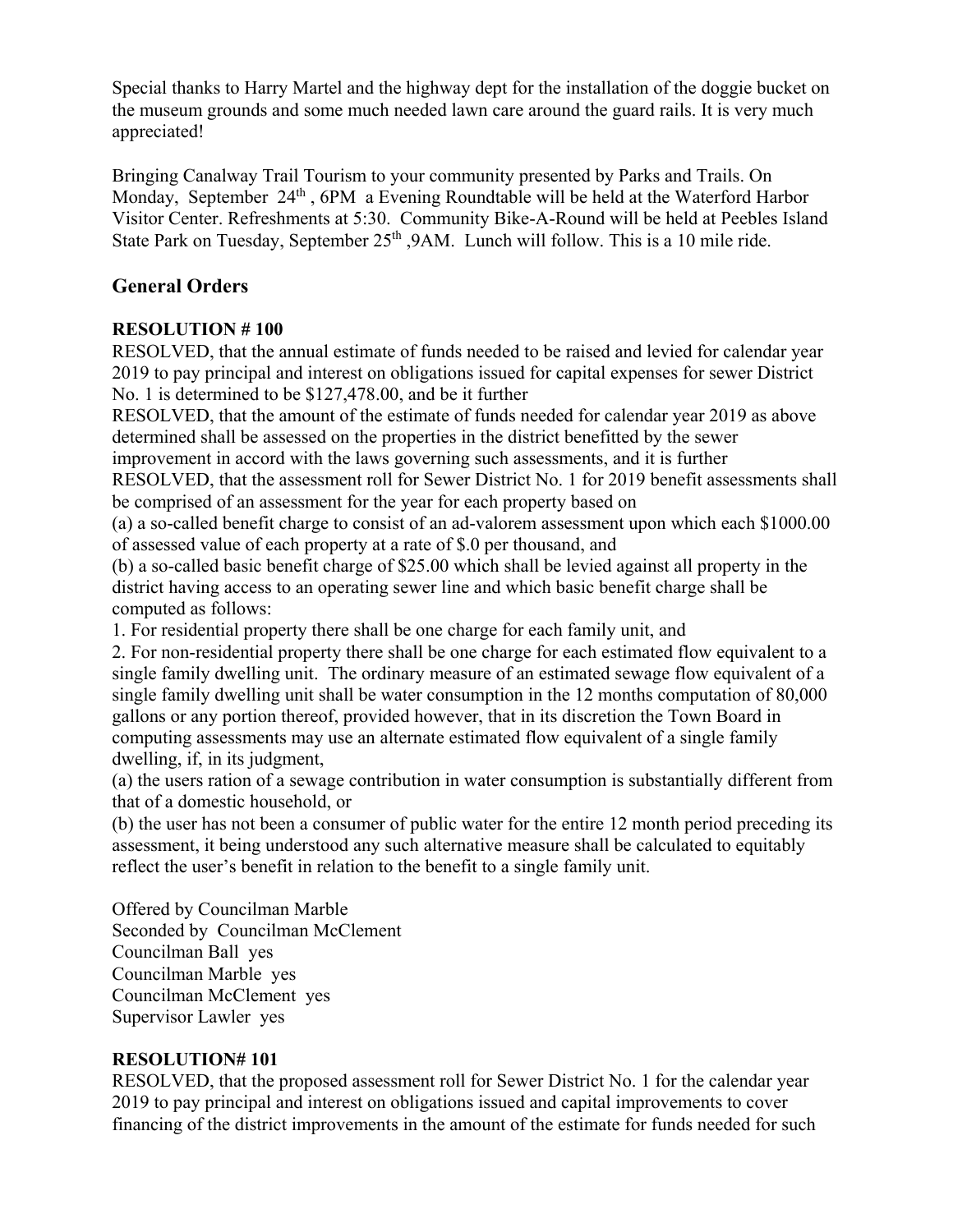Special thanks to Harry Martel and the highway dept for the installation of the doggie bucket on the museum grounds and some much needed lawn care around the guard rails. It is very much appreciated!

Bringing Canalway Trail Tourism to your community presented by Parks and Trails. On Monday, September 24th , 6PM a Evening Roundtable will be held at the Waterford Harbor Visitor Center. Refreshments at 5:30. Community Bike-A-Round will be held at Peebles Island State Park on Tuesday, September 25th ,9AM. Lunch will follow. This is a 10 mile ride.

## General Orders

**RESOLUTION # 100**

RESOLVED, that the annual estimate of funds needed to be raised and levied for calendar year 2019 to pay principal and interest on obligations issued for capital expenses for sewer District No. 1 is determined to be $127,478.00, and be it further

RESOLVED, that the amount of the estimate of funds needed for calendar year 2019 as above determined shall be assessed on the properties in the district benefitted by the sewer improvement in accord with the laws governing such assessments, and it is further

RESOLVED, that the assessment roll for Sewer District No. 1 for 2019 benefit assessments shall be comprised of an assessment for the year for each property based on

(a) a so-called benefit charge to consist of an ad-valorem assessment upon which each $1000.00 of assessed value of each property at a rate of $.0 per thousand, and

(b) a so-called basic benefit charge of $25.00 which shall be levied against all property in the district having access to an operating sewer line and which basic benefit charge shall be computed as follows:

1. For residential property there shall be one charge for each family unit, and
2. For non-residential property there shall be one charge for each estimated flow equivalent to a single family dwelling unit. The ordinary measure of an estimated sewage flow equivalent of a single family dwelling unit shall be water consumption in the 12 months computation of 80,000 gallons or any portion thereof, provided however, that in its discretion the Town Board in computing assessments may use an alternate estimated flow equivalent of a single family dwelling, if, in its judgment,

(a) the users ration of a sewage contribution in water consumption is substantially different from that of a domestic household, or

(b) the user has not been a consumer of public water for the entire 12 month period preceding its assessment, it being understood any such alternative measure shall be calculated to equitably reflect the user's benefit in relation to the benefit to a single family unit.

Offered by Councilman Marble
Seconded by Councilman McClement
Councilman Ball yes
Councilman Marble yes
Councilman McClement yes
Supervisor Lawler yes

**RESOLUTION# 101**

RESOLVED, that the proposed assessment roll for Sewer District No. 1 for the calendar year 2019 to pay principal and interest on obligations issued and capital improvements to cover financing of the district improvements in the amount of the estimate for funds needed for such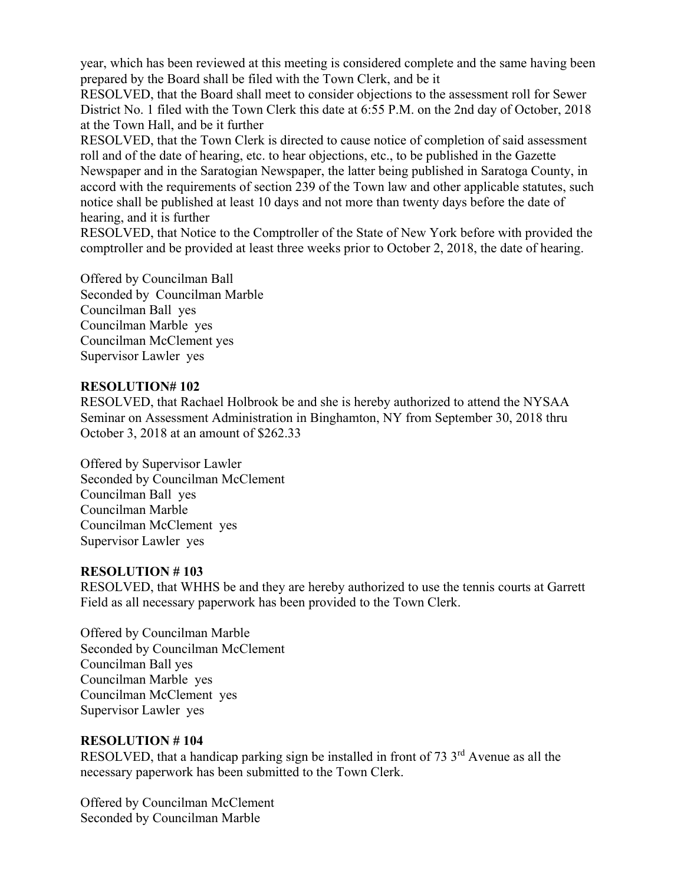year, which has been reviewed at this meeting is considered complete and the same having been prepared by the Board shall be filed with the Town Clerk, and be it

RESOLVED, that the Board shall meet to consider objections to the assessment roll for Sewer District No. 1 filed with the Town Clerk this date at 6:55 P.M. on the 2nd day of October, 2018 at the Town Hall, and be it further

RESOLVED, that the Town Clerk is directed to cause notice of completion of said assessment roll and of the date of hearing, etc. to hear objections, etc., to be published in the Gazette Newspaper and in the Saratogian Newspaper, the latter being published in Saratoga County, in accord with the requirements of section 239 of the Town law and other applicable statutes, such notice shall be published at least 10 days and not more than twenty days before the date of hearing, and it is further

RESOLVED, that Notice to the Comptroller of the State of New York before with provided the comptroller and be provided at least three weeks prior to October 2, 2018, the date of hearing.

Offered by Councilman Ball
Seconded by Councilman Marble
Councilman Ball yes
Councilman Marble yes
Councilman McClement yes
Supervisor Lawler yes

**RESOLUTION# 102**

RESOLVED, that Rachael Holbrook be and she is hereby authorized to attend the NYSAA Seminar on Assessment Administration in Binghamton, NY from September 30, 2018 thru October 3, 2018 at an amount of $262.33

Offered by Supervisor Lawler
Seconded by Councilman McClement
Councilman Ball yes
Councilman Marble
Councilman McClement yes
Supervisor Lawler yes

**RESOLUTION # 103**

RESOLVED, that WHHS be and they are hereby authorized to use the tennis courts at Garrett Field as all necessary paperwork has been provided to the Town Clerk.

Offered by Councilman Marble
Seconded by Councilman McClement
Councilman Ball yes
Councilman Marble yes
Councilman McClement yes
Supervisor Lawler yes

**RESOLUTION # 104**

RESOLVED, that a handicap parking sign be installed in front of 73 3rd Avenue as all the necessary paperwork has been submitted to the Town Clerk.

Offered by Councilman McClement
Seconded by Councilman Marble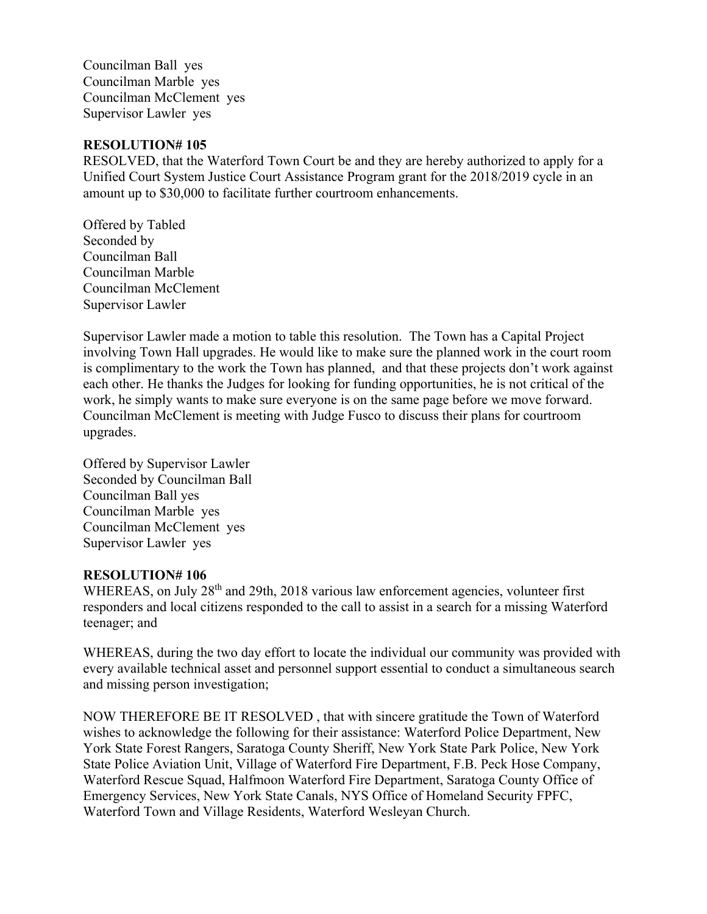Councilman Ball yes
Councilman Marble yes
Councilman McClement yes
Supervisor Lawler yes

**RESOLUTION# 105**

RESOLVED, that the Waterford Town Court be and they are hereby authorized to apply for a Unified Court System Justice Court Assistance Program grant for the 2018/2019 cycle in an amount up to $30,000 to facilitate further courtroom enhancements.

Offered by Tabled
Seconded by
Councilman Ball
Councilman Marble
Councilman McClement
Supervisor Lawler

Supervisor Lawler made a motion to table this resolution. The Town has a Capital Project involving Town Hall upgrades. He would like to make sure the planned work in the court room is complimentary to the work the Town has planned, and that these projects don't work against each other. He thanks the Judges for looking for funding opportunities, he is not critical of the work, he simply wants to make sure everyone is on the same page before we move forward. Councilman McClement is meeting with Judge Fusco to discuss their plans for courtroom upgrades.

Offered by Supervisor Lawler
Seconded by Councilman Ball
Councilman Ball yes
Councilman Marble yes
Councilman McClement yes
Supervisor Lawler yes

**RESOLUTION# 106**

WHEREAS, on July 28th and 29th, 2018 various law enforcement agencies, volunteer first responders and local citizens responded to the call to assist in a search for a missing Waterford teenager; and

WHEREAS, during the two day effort to locate the individual our community was provided with every available technical asset and personnel support essential to conduct a simultaneous search and missing person investigation;

NOW THEREFORE BE IT RESOLVED , that with sincere gratitude the Town of Waterford wishes to acknowledge the following for their assistance: Waterford Police Department, New York State Forest Rangers, Saratoga County Sheriff, New York State Park Police, New York State Police Aviation Unit, Village of Waterford Fire Department, F.B. Peck Hose Company, Waterford Rescue Squad, Halfmoon Waterford Fire Department, Saratoga County Office of Emergency Services, New York State Canals, NYS Office of Homeland Security FPFC, Waterford Town and Village Residents, Waterford Wesleyan Church.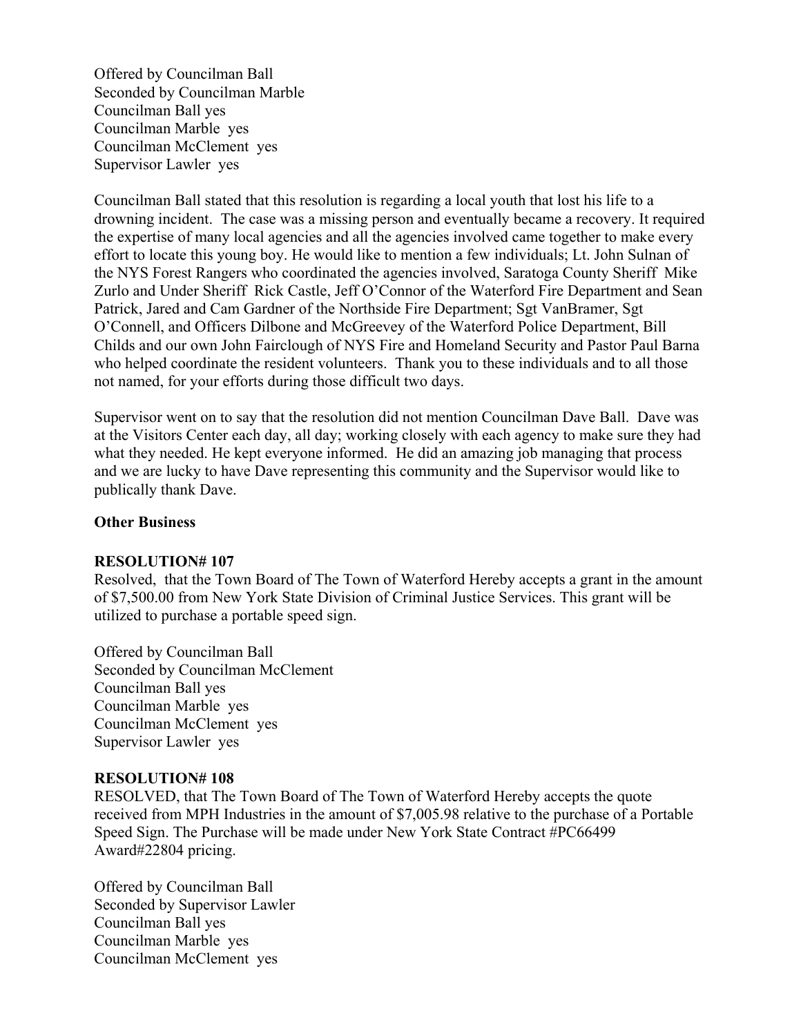Offered by Councilman Ball
Seconded by Councilman Marble
Councilman Ball yes
Councilman Marble yes
Councilman McClement yes
Supervisor Lawler yes

Councilman Ball stated that this resolution is regarding a local youth that lost his life to a drowning incident. The case was a missing person and eventually became a recovery. It required the expertise of many local agencies and all the agencies involved came together to make every effort to locate this young boy. He would like to mention a few individuals; Lt. John Sulnan of the NYS Forest Rangers who coordinated the agencies involved, Saratoga County Sheriff Mike Zurlo and Under Sheriff Rick Castle, Jeff O'Connor of the Waterford Fire Department and Sean Patrick, Jared and Cam Gardner of the Northside Fire Department; Sgt VanBramer, Sgt O'Connell, and Officers Dilbone and McGreevey of the Waterford Police Department, Bill Childs and our own John Fairclough of NYS Fire and Homeland Security and Pastor Paul Barna who helped coordinate the resident volunteers. Thank you to these individuals and to all those not named, for your efforts during those difficult two days.

Supervisor went on to say that the resolution did not mention Councilman Dave Ball. Dave was at the Visitors Center each day, all day; working closely with each agency to make sure they had what they needed. He kept everyone informed. He did an amazing job managing that process and we are lucky to have Dave representing this community and the Supervisor would like to publically thank Dave.

**Other Business**

**RESOLUTION# 107**
Resolved, that the Town Board of The Town of Waterford Hereby accepts a grant in the amount of $7,500.00 from New York State Division of Criminal Justice Services. This grant will be utilized to purchase a portable speed sign.

Offered by Councilman Ball
Seconded by Councilman McClement
Councilman Ball yes
Councilman Marble yes
Councilman McClement yes
Supervisor Lawler yes

**RESOLUTION# 108**
RESOLVED, that The Town Board of The Town of Waterford Hereby accepts the quote received from MPH Industries in the amount of $7,005.98 relative to the purchase of a Portable Speed Sign. The Purchase will be made under New York State Contract #PC66499 Award#22804 pricing.

Offered by Councilman Ball
Seconded by Supervisor Lawler
Councilman Ball yes
Councilman Marble yes
Councilman McClement yes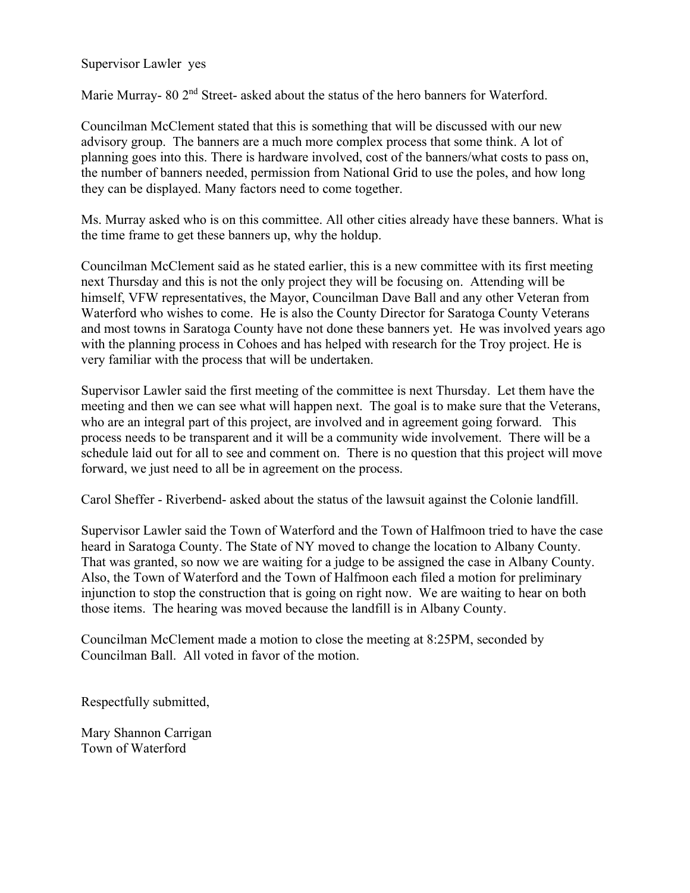Supervisor Lawler yes

Marie Murray- 80 2nd Street- asked about the status of the hero banners for Waterford.

Councilman McClement stated that this is something that will be discussed with our new advisory group. The banners are a much more complex process that some think. A lot of planning goes into this. There is hardware involved, cost of the banners/what costs to pass on, the number of banners needed, permission from National Grid to use the poles, and how long they can be displayed. Many factors need to come together.

Ms. Murray asked who is on this committee. All other cities already have these banners. What is the time frame to get these banners up, why the holdup.

Councilman McClement said as he stated earlier, this is a new committee with its first meeting next Thursday and this is not the only project they will be focusing on. Attending will be himself, VFW representatives, the Mayor, Councilman Dave Ball and any other Veteran from Waterford who wishes to come. He is also the County Director for Saratoga County Veterans and most towns in Saratoga County have not done these banners yet. He was involved years ago with the planning process in Cohoes and has helped with research for the Troy project. He is very familiar with the process that will be undertaken.

Supervisor Lawler said the first meeting of the committee is next Thursday. Let them have the meeting and then we can see what will happen next. The goal is to make sure that the Veterans, who are an integral part of this project, are involved and in agreement going forward. This process needs to be transparent and it will be a community wide involvement. There will be a schedule laid out for all to see and comment on. There is no question that this project will move forward, we just need to all be in agreement on the process.

Carol Sheffer - Riverbend- asked about the status of the lawsuit against the Colonie landfill.

Supervisor Lawler said the Town of Waterford and the Town of Halfmoon tried to have the case heard in Saratoga County. The State of NY moved to change the location to Albany County. That was granted, so now we are waiting for a judge to be assigned the case in Albany County. Also, the Town of Waterford and the Town of Halfmoon each filed a motion for preliminary injunction to stop the construction that is going on right now. We are waiting to hear on both those items. The hearing was moved because the landfill is in Albany County.

Councilman McClement made a motion to close the meeting at 8:25PM, seconded by Councilman Ball. All voted in favor of the motion.

Respectfully submitted,

Mary Shannon Carrigan
Town of Waterford